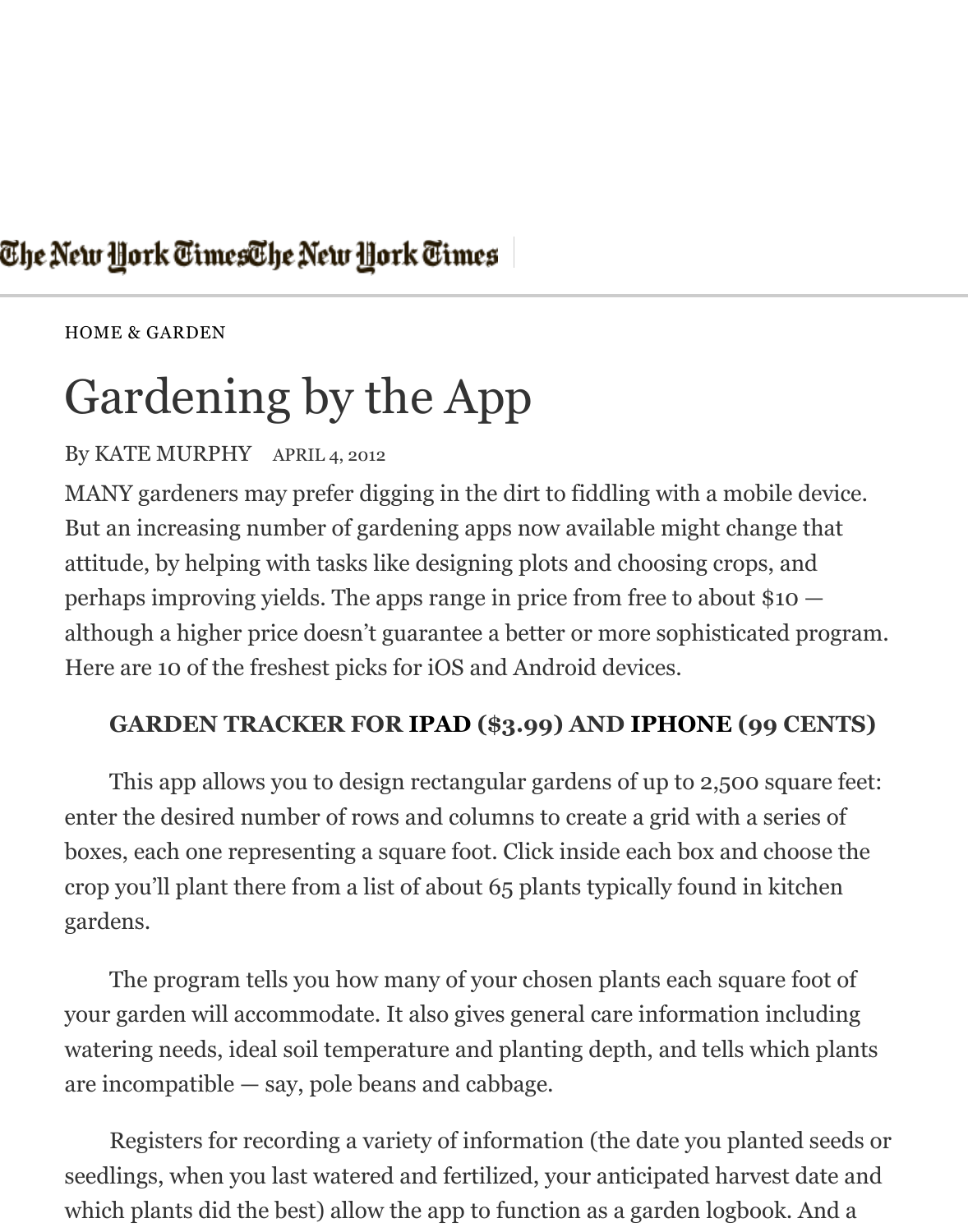HOME & GARDEN

# Gardening by the App

By KATE MURPHY APRIL 4, 2012

MANY gardeners may prefer digging in the dirt to fiddling with a mobile device. But an increasing number of gardening apps now available might change that attitude, by helping with tasks like designing plots and choosing crops, and perhaps improving yields. The apps range in price from free to about $10 — although a higher price doesn't guarantee a better or more sophisticated program. Here are 10 of the freshest picks for iOS and Android devices.

**GARDEN TRACKER FOR IPAD ($3.99) AND IPHONE (99 CENTS)**

This app allows you to design rectangular gardens of up to 2,500 square feet: enter the desired number of rows and columns to create a grid with a series of boxes, each one representing a square foot. Click inside each box and choose the crop you'll plant there from a list of about 65 plants typically found in kitchen gardens.

The program tells you how many of your chosen plants each square foot of your garden will accommodate. It also gives general care information including watering needs, ideal soil temperature and planting depth, and tells which plants are incompatible — say, pole beans and cabbage.

Registers for recording a variety of information (the date you planted seeds or seedlings, when you last watered and fertilized, your anticipated harvest date and which plants did the best) allow the app to function as a garden logbook. And a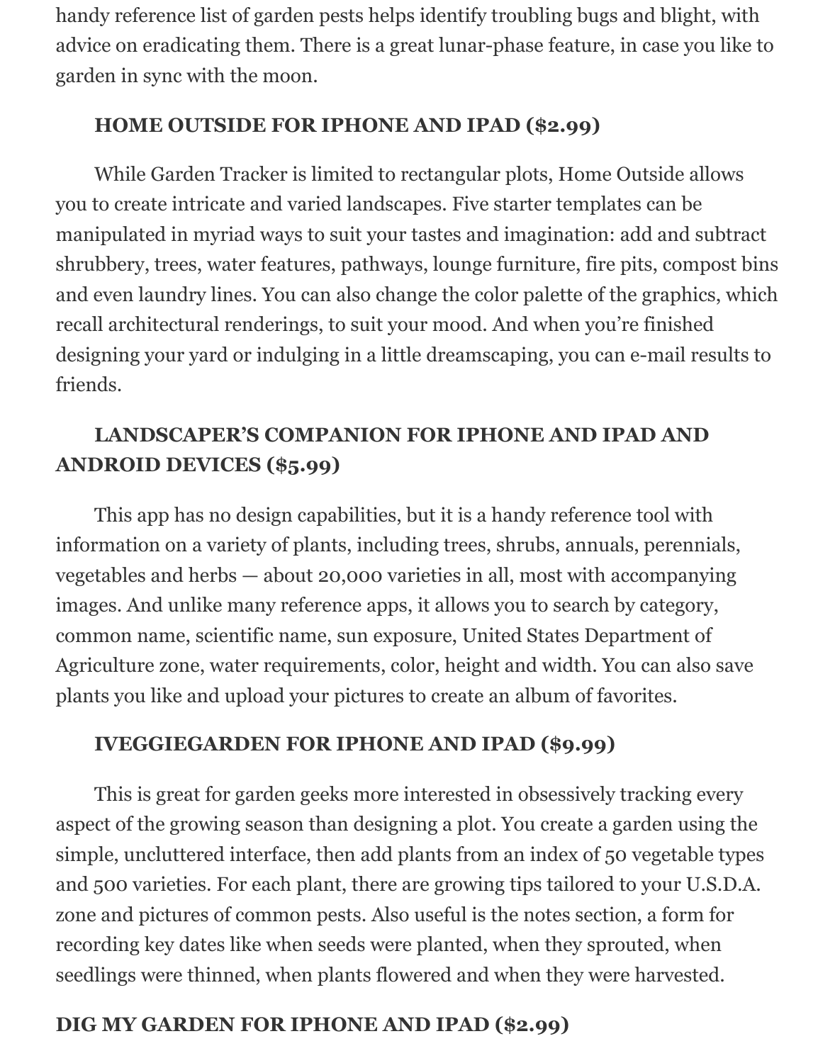handy reference list of garden pests helps identify troubling bugs and blight, with advice on eradicating them. There is a great lunar-phase feature, in case you like to garden in sync with the moon.

**HOME OUTSIDE FOR IPHONE AND IPAD ($2.99)**

While Garden Tracker is limited to rectangular plots, Home Outside allows you to create intricate and varied landscapes. Five starter templates can be manipulated in myriad ways to suit your tastes and imagination: add and subtract shrubbery, trees, water features, pathways, lounge furniture, fire pits, compost bins and even laundry lines. You can also change the color palette of the graphics, which recall architectural renderings, to suit your mood. And when you're finished designing your yard or indulging in a little dreamscaping, you can e-mail results to friends.

**LANDSCAPER'S COMPANION FOR IPHONE AND IPAD AND ANDROID DEVICES ($5.99)**

This app has no design capabilities, but it is a handy reference tool with information on a variety of plants, including trees, shrubs, annuals, perennials, vegetables and herbs — about 20,000 varieties in all, most with accompanying images. And unlike many reference apps, it allows you to search by category, common name, scientific name, sun exposure, United States Department of Agriculture zone, water requirements, color, height and width. You can also save plants you like and upload your pictures to create an album of favorites.

**IVEGGIEGARDEN FOR IPHONE AND IPAD ($9.99)**

This is great for garden geeks more interested in obsessively tracking every aspect of the growing season than designing a plot. You create a garden using the simple, uncluttered interface, then add plants from an index of 50 vegetable types and 500 varieties. For each plant, there are growing tips tailored to your U.S.D.A. zone and pictures of common pests. Also useful is the notes section, a form for recording key dates like when seeds were planted, when they sprouted, when seedlings were thinned, when plants flowered and when they were harvested.

**DIG MY GARDEN FOR IPHONE AND IPAD ($2.99)**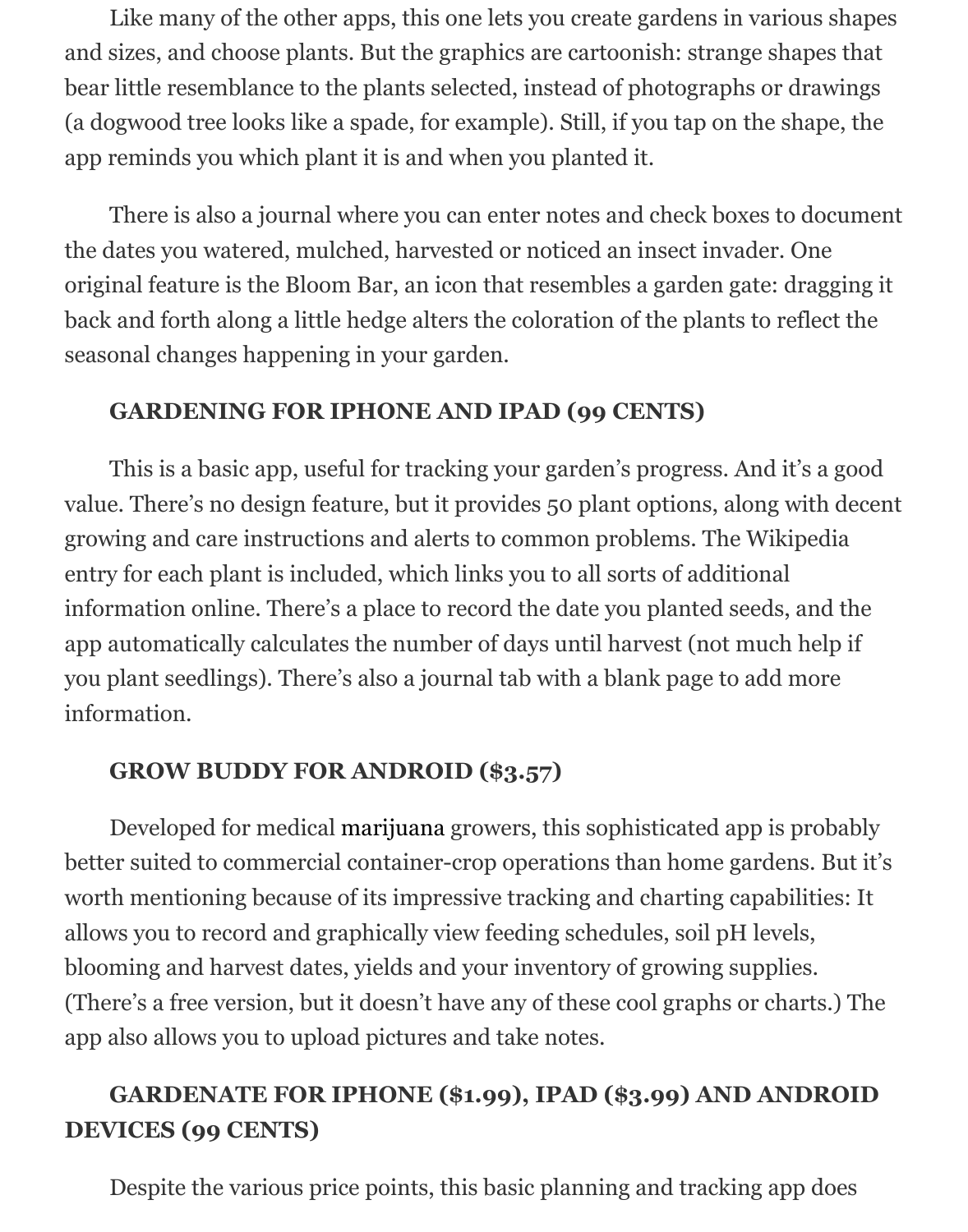Like many of the other apps, this one lets you create gardens in various shapes and sizes, and choose plants. But the graphics are cartoonish: strange shapes that bear little resemblance to the plants selected, instead of photographs or drawings (a dogwood tree looks like a spade, for example). Still, if you tap on the shape, the app reminds you which plant it is and when you planted it.

There is also a journal where you can enter notes and check boxes to document the dates you watered, mulched, harvested or noticed an insect invader. One original feature is the Bloom Bar, an icon that resembles a garden gate: dragging it back and forth along a little hedge alters the coloration of the plants to reflect the seasonal changes happening in your garden.

**GARDENING FOR IPHONE AND IPAD (99 CENTS)**

This is a basic app, useful for tracking your garden's progress. And it's a good value. There's no design feature, but it provides 50 plant options, along with decent growing and care instructions and alerts to common problems. The Wikipedia entry for each plant is included, which links you to all sorts of additional information online. There's a place to record the date you planted seeds, and the app automatically calculates the number of days until harvest (not much help if you plant seedlings). There's also a journal tab with a blank page to add more information.

**GROW BUDDY FOR ANDROID ($3.57)**

Developed for medical marijuana growers, this sophisticated app is probably better suited to commercial container-crop operations than home gardens. But it's worth mentioning because of its impressive tracking and charting capabilities: It allows you to record and graphically view feeding schedules, soil pH levels, blooming and harvest dates, yields and your inventory of growing supplies. (There's a free version, but it doesn't have any of these cool graphs or charts.) The app also allows you to upload pictures and take notes.

**GARDENATE FOR IPHONE ($1.99), IPAD ($3.99) AND ANDROID DEVICES (99 CENTS)**

Despite the various price points, this basic planning and tracking app does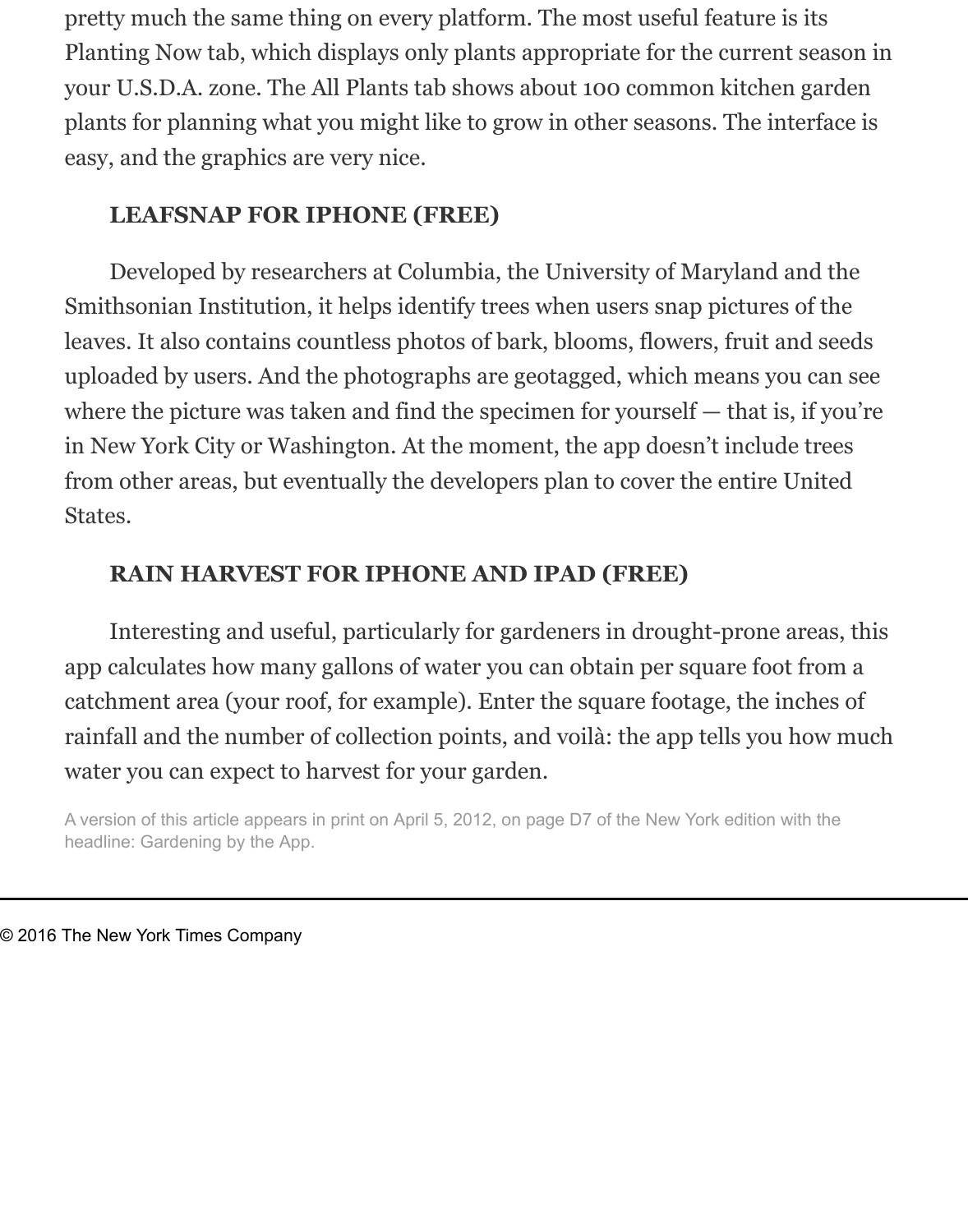pretty much the same thing on every platform. The most useful feature is its Planting Now tab, which displays only plants appropriate for the current season in your U.S.D.A. zone. The All Plants tab shows about 100 common kitchen garden plants for planning what you might like to grow in other seasons. The interface is easy, and the graphics are very nice.

**LEAFSNAP FOR IPHONE (FREE)**

Developed by researchers at Columbia, the University of Maryland and the Smithsonian Institution, it helps identify trees when users snap pictures of the leaves. It also contains countless photos of bark, blooms, flowers, fruit and seeds uploaded by users. And the photographs are geotagged, which means you can see where the picture was taken and find the specimen for yourself — that is, if you're in New York City or Washington. At the moment, the app doesn't include trees from other areas, but eventually the developers plan to cover the entire United States.

**RAIN HARVEST FOR IPHONE AND IPAD (FREE)**

Interesting and useful, particularly for gardeners in drought-prone areas, this app calculates how many gallons of water you can obtain per square foot from a catchment area (your roof, for example). Enter the square footage, the inches of rainfall and the number of collection points, and voilà: the app tells you how much water you can expect to harvest for your garden.

A version of this article appears in print on April 5, 2012, on page D7 of the New York edition with the headline: Gardening by the App.

© 2016 The New York Times Company